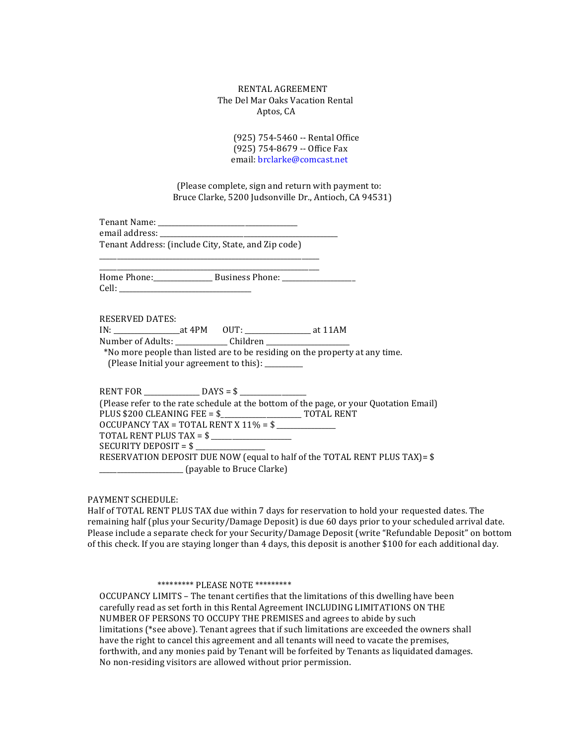# RENTAL AGREEMENT
## The Del Mar Oaks Vacation Rental
### Aptos, CA

(925) 754-5460 -- Rental Office
(925) 754-8679 -- Office Fax
email: brclarke@comcast.net

(Please complete, sign and return with payment to:
Bruce Clarke, 5200 Judsonville Dr., Antioch, CA 94531)

Tenant Name: ______________________________________
email address: ____________________________________________________
Tenant Address: (include City, State, and Zip code)
_____________________________________________________________
_____________________________________________________________
Home Phone:________________ Business Phone: ____________________
Cell: ___________________________________

RESERVED DATES:
IN: __________________at 4PM OUT: __________________ at 11AM
Number of Adults: ______________ Children ______________________
*No more people than listed are to be residing on the property at any time.
(Please Initial your agreement to this): ___________

RENT FOR _______________ DAYS = $ __________________
(Please refer to the rate schedule at the bottom of the page, or your Quotation Email)
PLUS $200 CLEANING FEE = $______________________ TOTAL RENT
OCCUPANCY TAX = TOTAL RENT X 11% = $ ________________
TOTAL RENT PLUS TAX = $ _______________________
SECURITY DEPOSIT = $ ___________________
RESERVATION DEPOSIT DUE NOW (equal to half of the TOTAL RENT PLUS TAX)= $
______________________ (payable to Bruce Clarke)

PAYMENT SCHEDULE:
Half of TOTAL RENT PLUS TAX due within 7 days for reservation to hold your requested dates. The remaining half (plus your Security/Damage Deposit) is due 60 days prior to your scheduled arrival date. Please include a separate check for your Security/Damage Deposit (write "Refundable Deposit" on bottom of this check. If you are staying longer than 4 days, this deposit is another $100 for each additional day.

********* PLEASE NOTE *********

OCCUPANCY LIMITS – The tenant certifies that the limitations of this dwelling have been carefully read as set forth in this Rental Agreement INCLUDING LIMITATIONS ON THE NUMBER OF PERSONS TO OCCUPY THE PREMISES and agrees to abide by such limitations (*see above). Tenant agrees that if such limitations are exceeded the owners shall have the right to cancel this agreement and all tenants will need to vacate the premises, forthwith, and any monies paid by Tenant will be forfeited by Tenants as liquidated damages. No non-residing visitors are allowed without prior permission.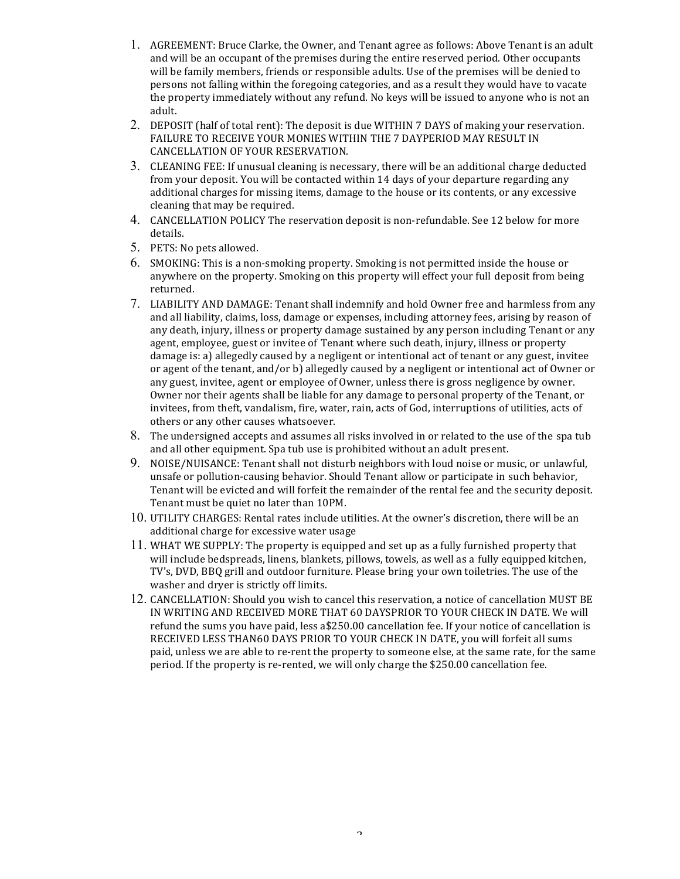1. AGREEMENT: Bruce Clarke, the Owner, and Tenant agree as follows: Above Tenant is an adult and will be an occupant of the premises during the entire reserved period. Other occupants will be family members, friends or responsible adults. Use of the premises will be denied to persons not falling within the foregoing categories, and as a result they would have to vacate the property immediately without any refund. No keys will be issued to anyone who is not an adult.
2. DEPOSIT (half of total rent): The deposit is due WITHIN 7 DAYS of making your reservation. FAILURE TO RECEIVE YOUR MONIES WITHIN THE 7 DAYPERIOD MAY RESULT IN CANCELLATION OF YOUR RESERVATION.
3. CLEANING FEE: If unusual cleaning is necessary, there will be an additional charge deducted from your deposit. You will be contacted within 14 days of your departure regarding any additional charges for missing items, damage to the house or its contents, or any excessive cleaning that may be required.
4. CANCELLATION POLICY The reservation deposit is non-refundable. See 12 below for more details.
5. PETS: No pets allowed.
6. SMOKING: This is a non-smoking property. Smoking is not permitted inside the house or anywhere on the property. Smoking on this property will effect your full deposit from being returned.
7. LIABILITY AND DAMAGE: Tenant shall indemnify and hold Owner free and harmless from any and all liability, claims, loss, damage or expenses, including attorney fees, arising by reason of any death, injury, illness or property damage sustained by any person including Tenant or any agent, employee, guest or invitee of Tenant where such death, injury, illness or property damage is: a) allegedly caused by a negligent or intentional act of tenant or any guest, invitee or agent of the tenant, and/or b) allegedly caused by a negligent or intentional act of Owner or any guest, invitee, agent or employee of Owner, unless there is gross negligence by owner. Owner nor their agents shall be liable for any damage to personal property of the Tenant, or invitees, from theft, vandalism, fire, water, rain, acts of God, interruptions of utilities, acts of others or any other causes whatsoever.
8. The undersigned accepts and assumes all risks involved in or related to the use of the spa tub and all other equipment. Spa tub use is prohibited without an adult present.
9. NOISE/NUISANCE: Tenant shall not disturb neighbors with loud noise or music, or unlawful, unsafe or pollution-causing behavior. Should Tenant allow or participate in such behavior, Tenant will be evicted and will forfeit the remainder of the rental fee and the security deposit. Tenant must be quiet no later than 10PM.
10. UTILITY CHARGES: Rental rates include utilities. At the owner's discretion, there will be an additional charge for excessive water usage
11. WHAT WE SUPPLY: The property is equipped and set up as a fully furnished property that will include bedspreads, linens, blankets, pillows, towels, as well as a fully equipped kitchen, TV's, DVD, BBQ grill and outdoor furniture. Please bring your own toiletries. The use of the washer and dryer is strictly off limits.
12. CANCELLATION: Should you wish to cancel this reservation, a notice of cancellation MUST BE IN WRITING AND RECEIVED MORE THAT 60 DAYSPRIOR TO YOUR CHECK IN DATE. We will refund the sums you have paid, less a$250.00 cancellation fee. If your notice of cancellation is RECEIVED LESS THAN60 DAYS PRIOR TO YOUR CHECK IN DATE, you will forfeit all sums paid, unless we are able to re-rent the property to someone else, at the same rate, for the same period. If the property is re-rented, we will only charge the $250.00 cancellation fee.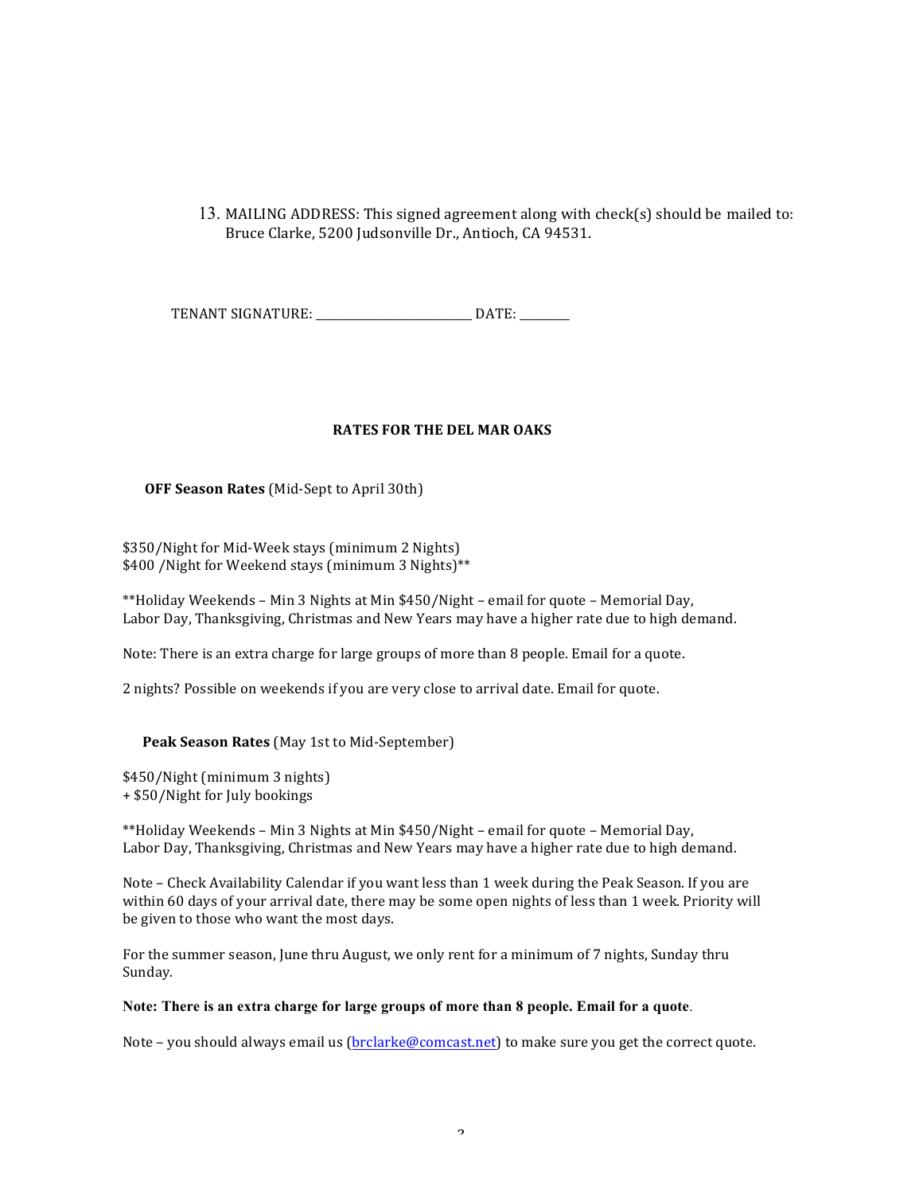13. MAILING ADDRESS: This signed agreement along with check(s) should be mailed to: Bruce Clarke, 5200 Judsonville Dr., Antioch, CA 94531.

TENANT SIGNATURE: _______________________ DATE: ________

## RATES FOR THE DEL MAR OAKS

**OFF Season Rates** (Mid-Sept to April 30th)

$350/Night for Mid-Week stays (minimum 2 Nights)
$400 /Night for Weekend stays (minimum 3 Nights)**

**Holiday Weekends – Min 3 Nights at Min $450/Night – email for quote – Memorial Day, Labor Day, Thanksgiving, Christmas and New Years may have a higher rate due to high demand.

Note: There is an extra charge for large groups of more than 8 people. Email for a quote.

2 nights? Possible on weekends if you are very close to arrival date. Email for quote.

**Peak Season Rates** (May 1st to Mid-September)

$450/Night (minimum 3 nights)
+ $50/Night for July bookings

**Holiday Weekends – Min 3 Nights at Min $450/Night – email for quote – Memorial Day, Labor Day, Thanksgiving, Christmas and New Years may have a higher rate due to high demand.

Note – Check Availability Calendar if you want less than 1 week during the Peak Season. If you are within 60 days of your arrival date, there may be some open nights of less than 1 week. Priority will be given to those who want the most days.

For the summer season, June thru August, we only rent for a minimum of 7 nights, Sunday thru Sunday.

**Note: There is an extra charge for large groups of more than 8 people. Email for a quote**.

Note – you should always email us (brclarke@comcast.net) to make sure you get the correct quote.